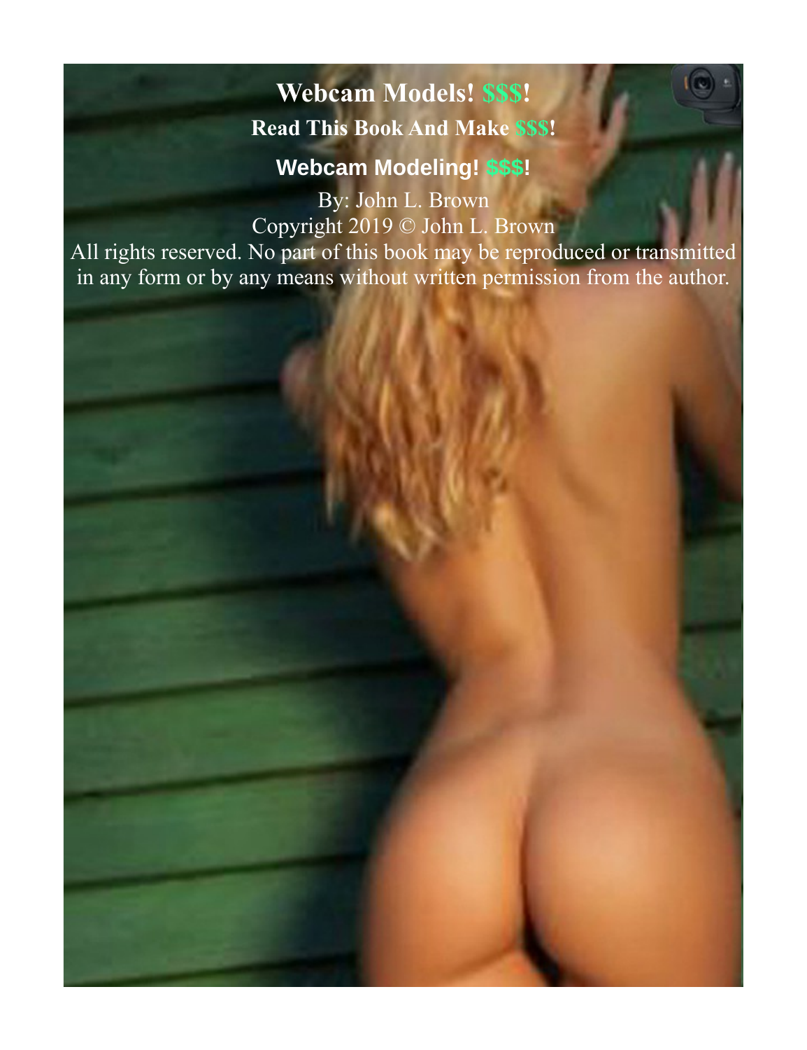# Webcam Models! $$$!

## Read This Book And Make $$$!

## Webcam Modeling! $$$!

By: John L. Brown

Copyright 2019 © John L. Brown

All rights reserved. No part of this book may be reproduced or transmitted in any form or by any means without written permission from the author.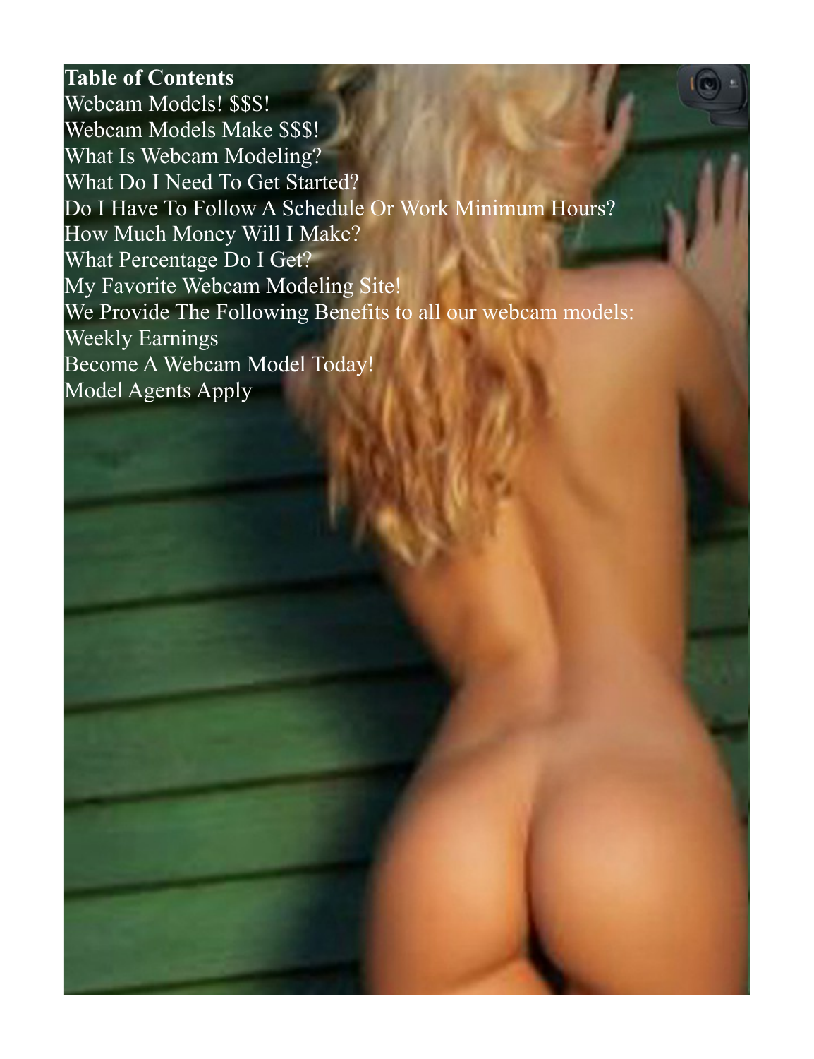**Table of Contents**

Webcam Models! $$$!
Webcam Models Make $$$!
What Is Webcam Modeling?
What Do I Need To Get Started?
Do I Have To Follow A Schedule Or Work Minimum Hours?
How Much Money Will I Make?
What Percentage Do I Get?
My Favorite Webcam Modeling Site!
We Provide The Following Benefits to all our webcam models:
Weekly Earnings
Become A Webcam Model Today!
Model Agents Apply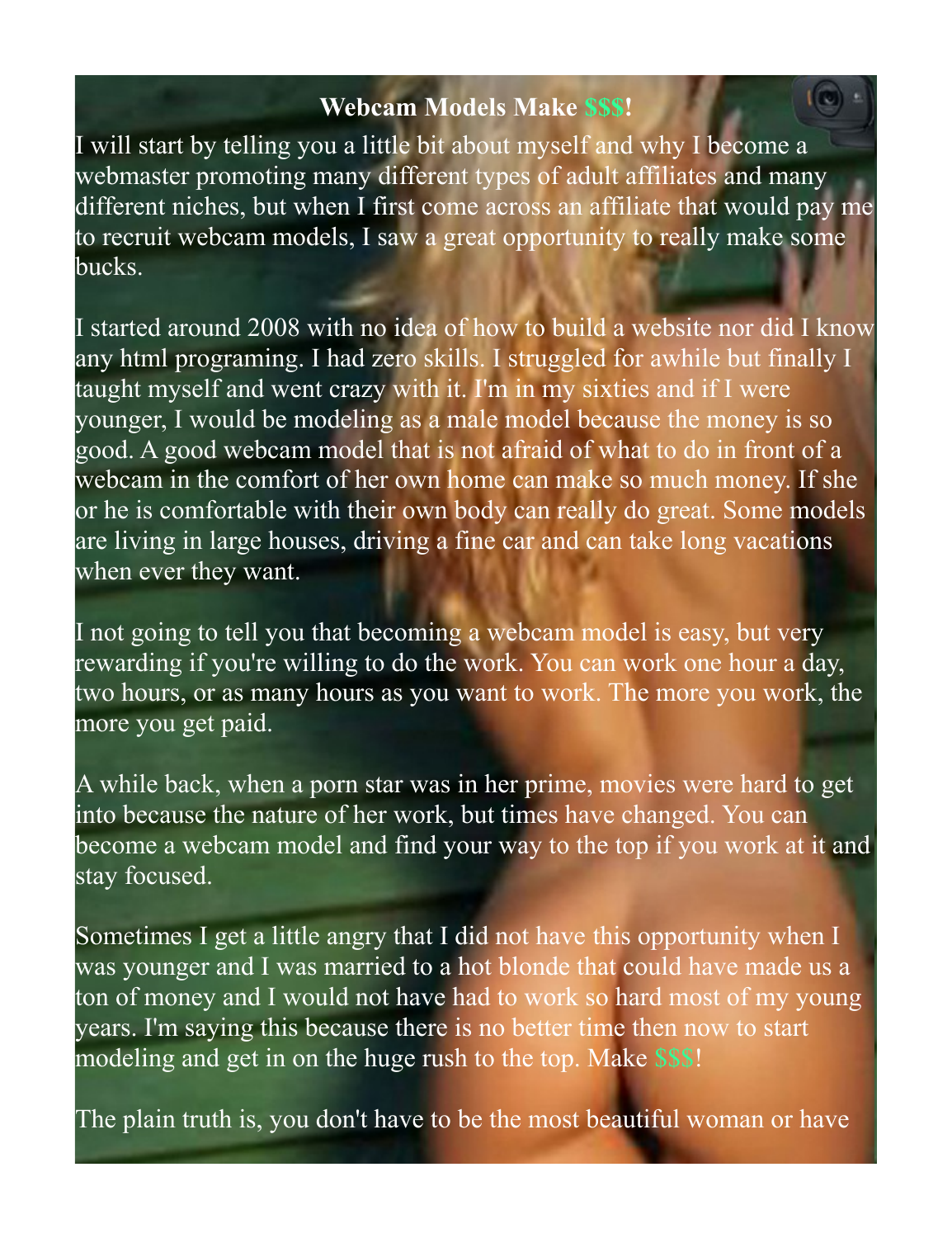## Webcam Models Make $$$!

I will start by telling you a little bit about myself and why I become a webmaster promoting many different types of adult affiliates and many different niches, but when I first come across an affiliate that would pay me to recruit webcam models, I saw a great opportunity to really make some bucks.

I started around 2008 with no idea of how to build a website nor did I know any html programing. I had zero skills. I struggled for awhile but finally I taught myself and went crazy with it. I'm in my sixties and if I were younger, I would be modeling as a male model because the money is so good. A good webcam model that is not afraid of what to do in front of a webcam in the comfort of her own home can make so much money. If she or he is comfortable with their own body can really do great. Some models are living in large houses, driving a fine car and can take long vacations when ever they want.

I not going to tell you that becoming a webcam model is easy, but very rewarding if you're willing to do the work. You can work one hour a day, two hours, or as many hours as you want to work. The more you work, the more you get paid.

A while back, when a porn star was in her prime, movies were hard to get into because the nature of her work, but times have changed. You can become a webcam model and find your way to the top if you work at it and stay focused.

Sometimes I get a little angry that I did not have this opportunity when I was younger and I was married to a hot blonde that could have made us a ton of money and I would not have had to work so hard most of my young years. I'm saying this because there is no better time then now to start modeling and get in on the huge rush to the top. Make $$$!

The plain truth is, you don't have to be the most beautiful woman or have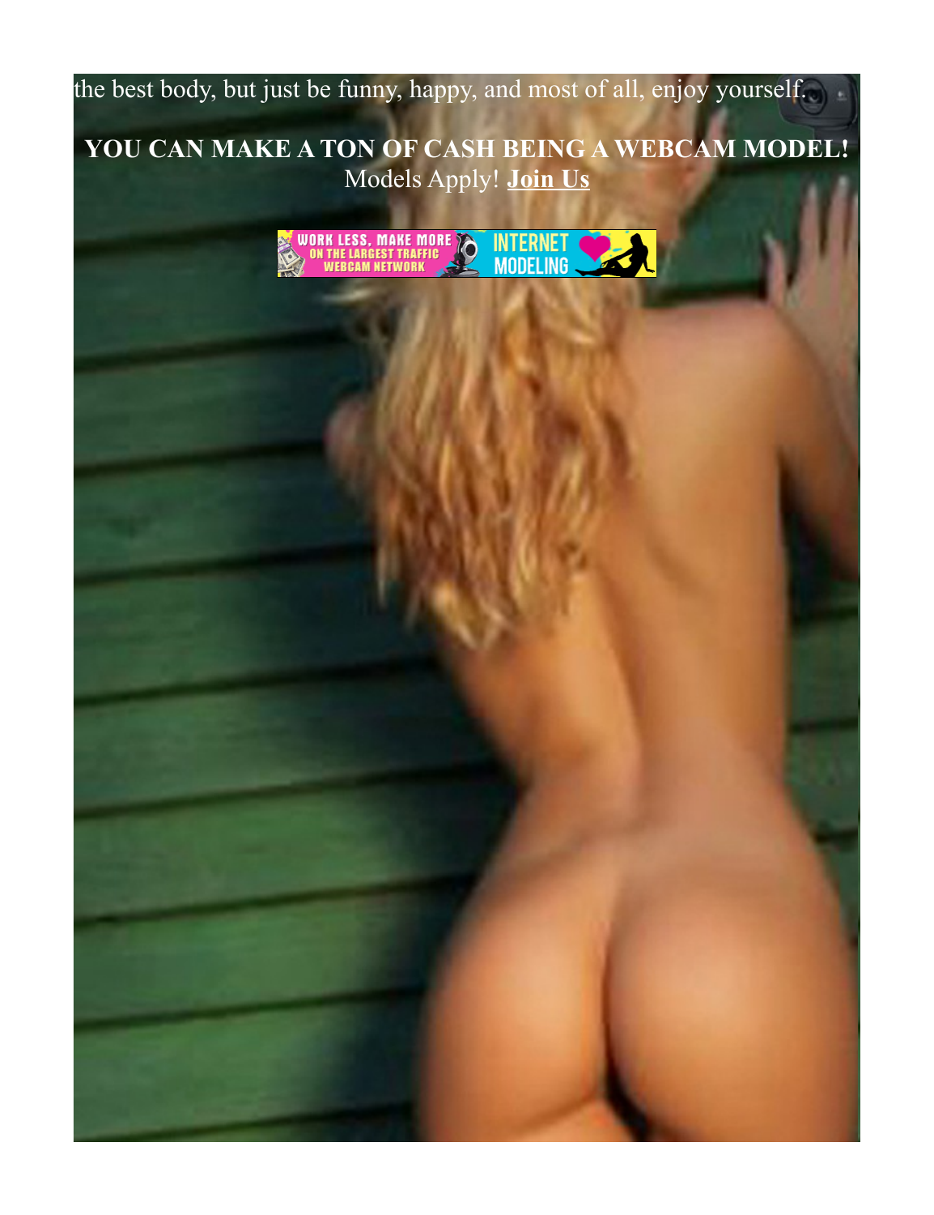the best body, but just be funny, happy, and most of all, enjoy yourself.

**YOU CAN MAKE A TON OF CASH BEING A WEBCAM MODEL!**
Models Apply! **Join Us**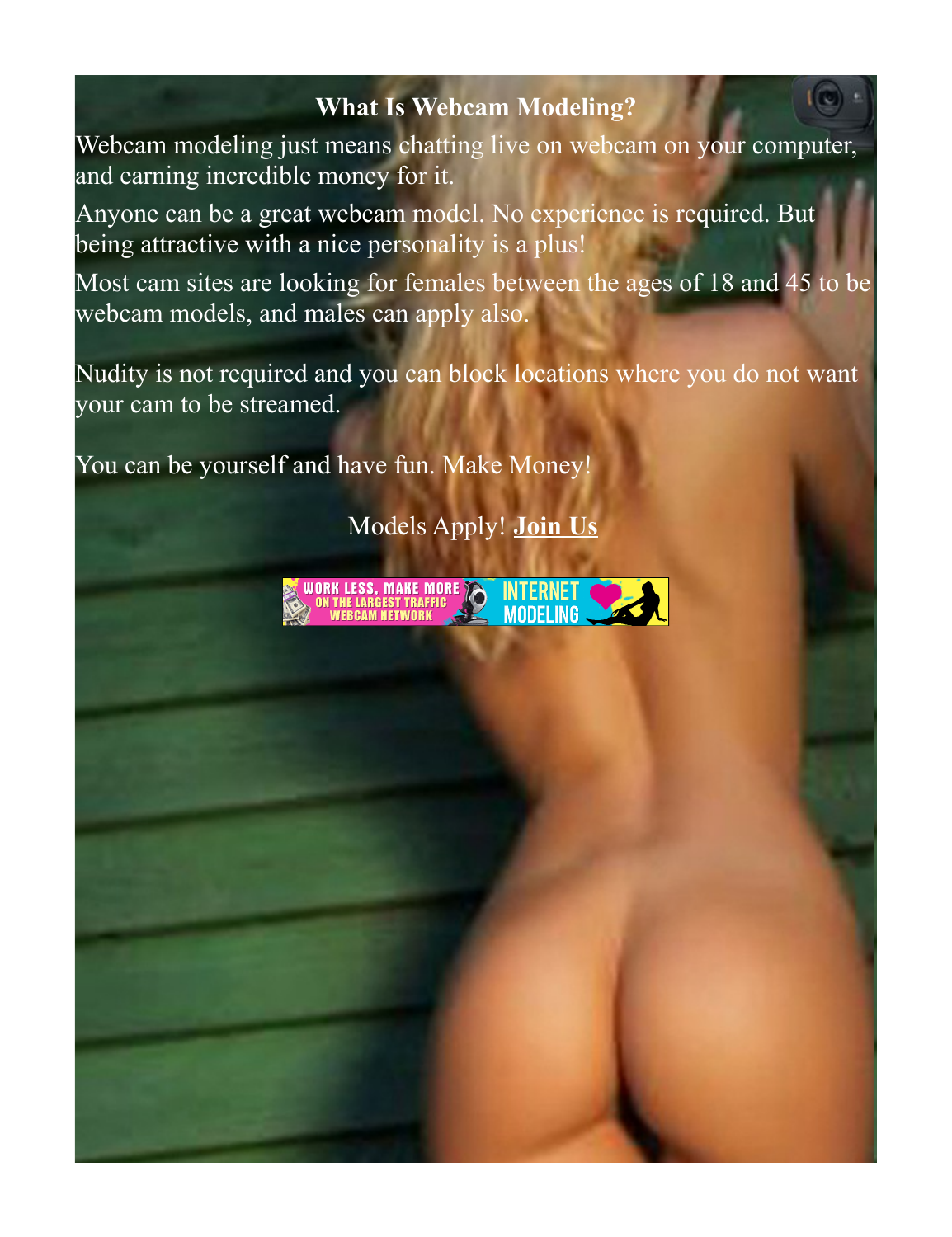# What Is Webcam Modeling?

Webcam modeling just means chatting live on webcam on your computer, and earning incredible money for it.

Anyone can be a great webcam model. No experience is required. But being attractive with a nice personality is a plus!

Most cam sites are looking for females between the ages of 18 and 45 to be webcam models, and males can apply also.

Nudity is not required and you can block locations where you do not want your cam to be streamed.

You can be yourself and have fun. Make Money!

Models Apply! **Join Us**

WORK LESS, MAKE MORE ON THE LARGEST TRAFFIC WEBCAM NETWORK INTERNET MODELING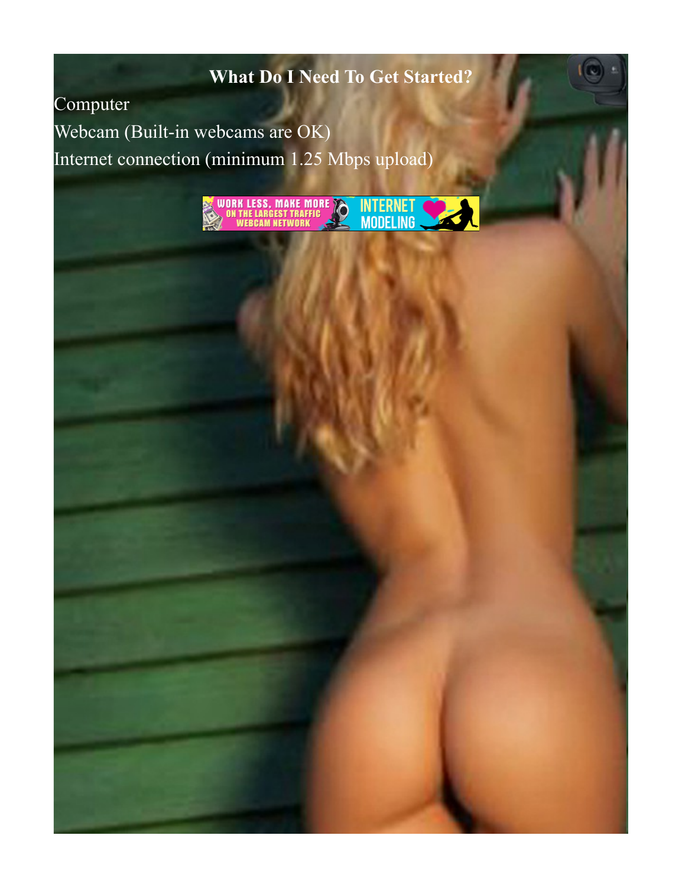## What Do I Need To Get Started?

Computer

Webcam (Built-in webcams are OK)

Internet connection (minimum 1.25 Mbps upload)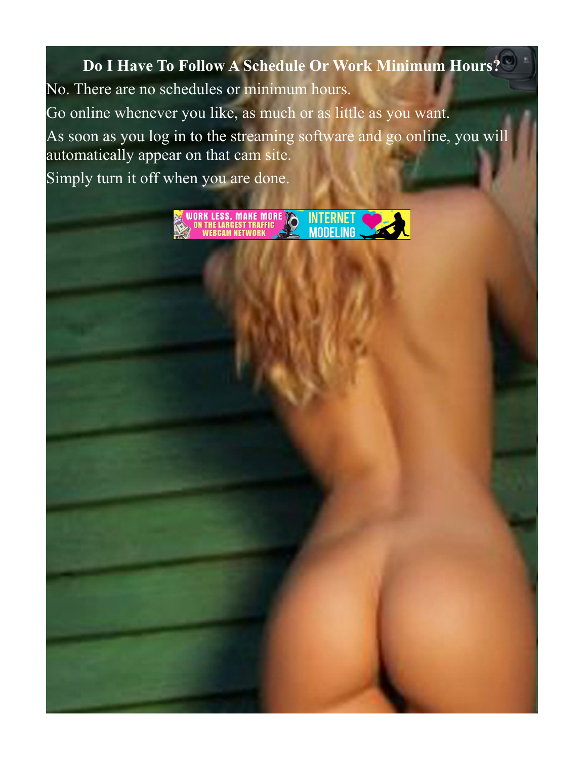**Do I Have To Follow A Schedule Or Work Minimum Hours?**

No. There are no schedules or minimum hours.

Go online whenever you like, as much or as little as you want.

As soon as you log in to the streaming software and go online, you will automatically appear on that cam site.

Simply turn it off when you are done.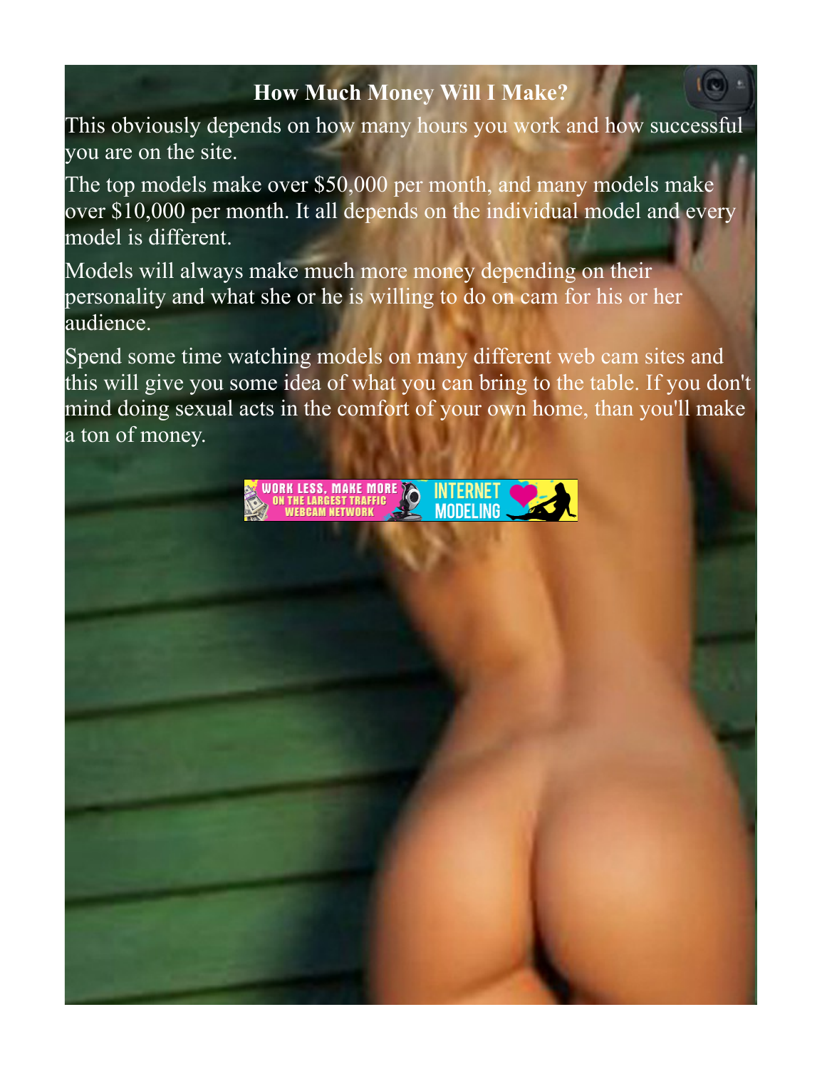## How Much Money Will I Make?

This obviously depends on how many hours you work and how successful you are on the site.

The top models make over $50,000 per month, and many models make over $10,000 per month. It all depends on the individual model and every model is different.

Models will always make much more money depending on their personality and what she or he is willing to do on cam for his or her audience.

Spend some time watching models on many different web cam sites and this will give you some idea of what you can bring to the table. If you don't mind doing sexual acts in the comfort of your own home, than you'll make a ton of money.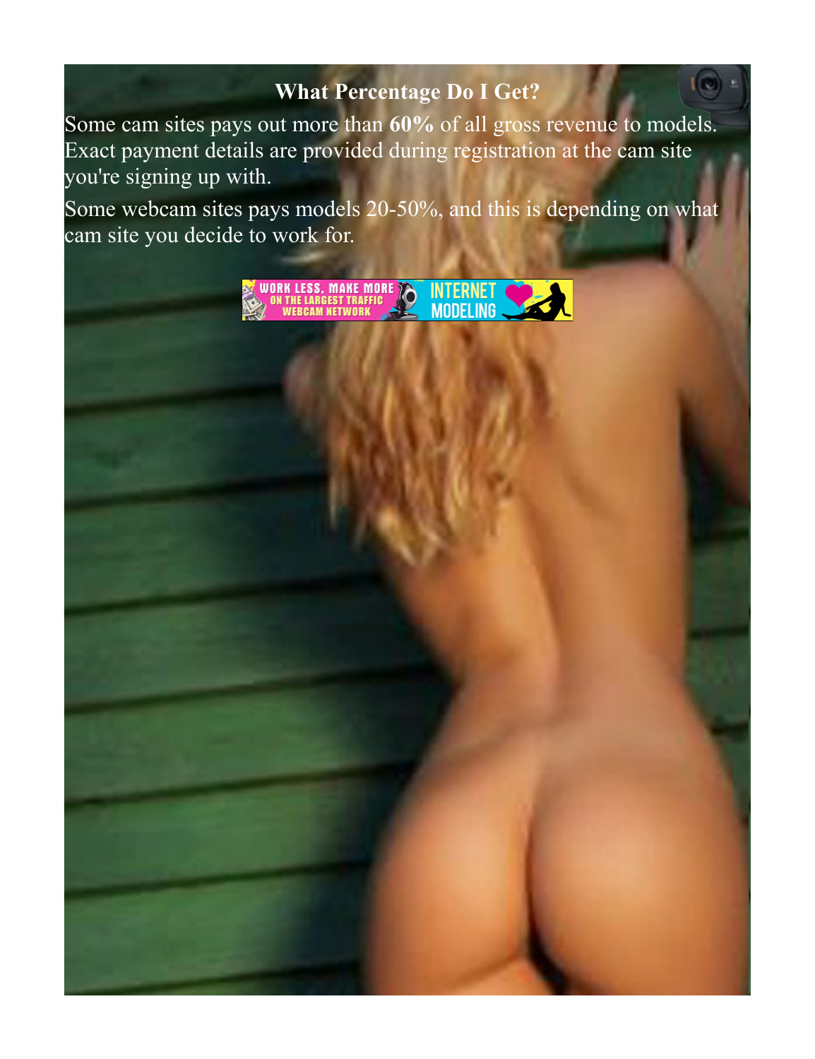### What Percentage Do I Get?

Some cam sites pays out more than **60%** of all gross revenue to models. Exact payment details are provided during registration at the cam site you're signing up with.

Some webcam sites pays models 20-50%, and this is depending on what cam site you decide to work for.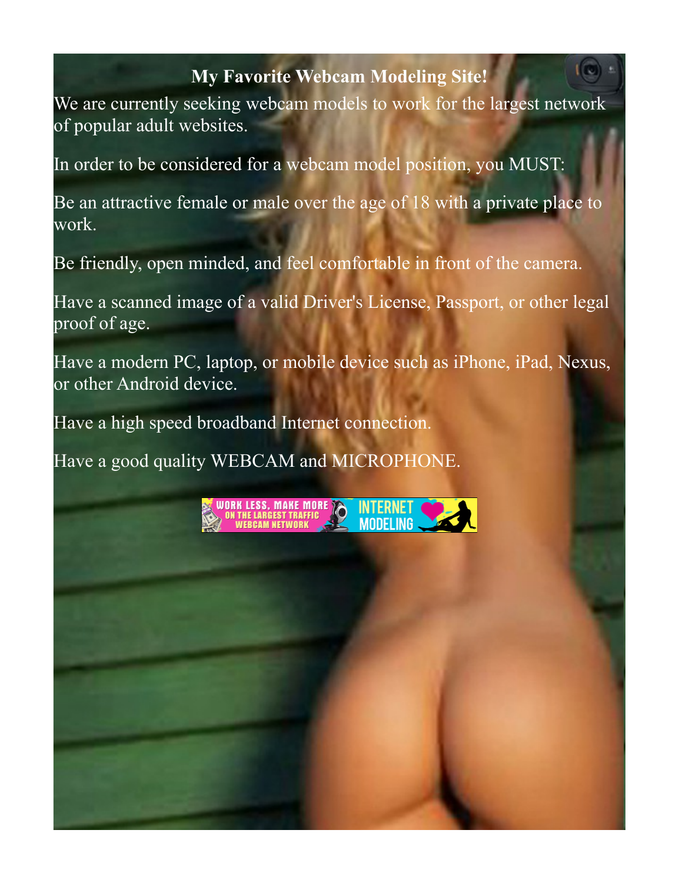**My Favorite Webcam Modeling Site!**

We are currently seeking webcam models to work for the largest network of popular adult websites.

In order to be considered for a webcam model position, you MUST:

Be an attractive female or male over the age of 18 with a private place to work.

Be friendly, open minded, and feel comfortable in front of the camera.

Have a scanned image of a valid Driver's License, Passport, or other legal proof of age.

Have a modern PC, laptop, or mobile device such as iPhone, iPad, Nexus, or other Android device.

Have a high speed broadband Internet connection.

Have a good quality WEBCAM and MICROPHONE.

WORK LESS, MAKE MORE ON THE LARGEST TRAFFIC WEBCAM NETWORK INTERNET MODELING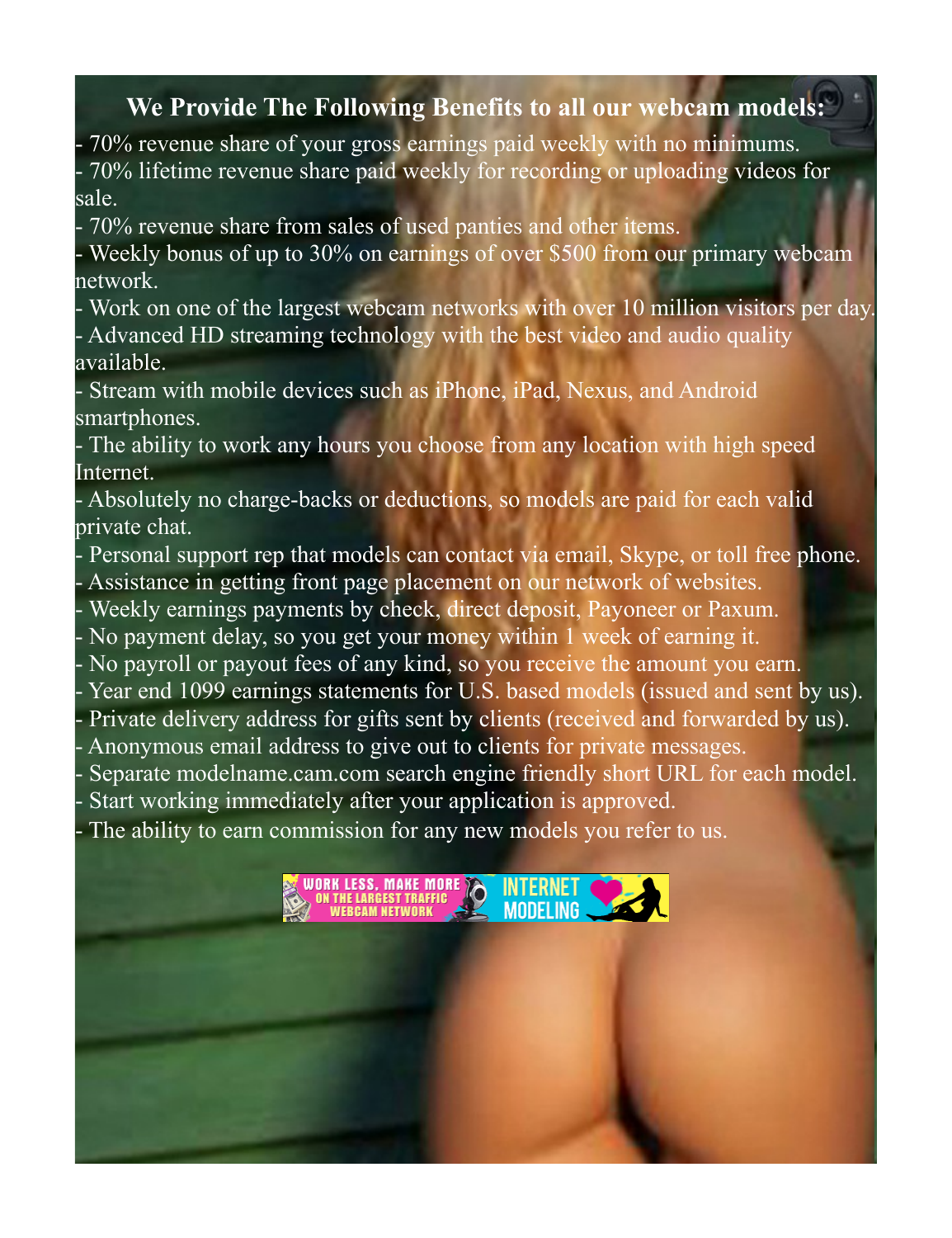### We Provide The Following Benefits to all our webcam models:

- 70% revenue share of your gross earnings paid weekly with no minimums.
- 70% lifetime revenue share paid weekly for recording or uploading videos for sale.
- 70% revenue share from sales of used panties and other items.
- Weekly bonus of up to 30% on earnings of over $500 from our primary webcam network.
- Work on one of the largest webcam networks with over 10 million visitors per day.
- Advanced HD streaming technology with the best video and audio quality available.
- Stream with mobile devices such as iPhone, iPad, Nexus, and Android smartphones.
- The ability to work any hours you choose from any location with high speed Internet.
- Absolutely no charge-backs or deductions, so models are paid for each valid private chat.
- Personal support rep that models can contact via email, Skype, or toll free phone.
- Assistance in getting front page placement on our network of websites.
- Weekly earnings payments by check, direct deposit, Payoneer or Paxum.
- No payment delay, so you get your money within 1 week of earning it.
- No payroll or payout fees of any kind, so you receive the amount you earn.
- Year end 1099 earnings statements for U.S. based models (issued and sent by us).
- Private delivery address for gifts sent by clients (received and forwarded by us).
- Anonymous email address to give out to clients for private messages.
- Separate modelname.cam.com search engine friendly short URL for each model.
- Start working immediately after your application is approved.
- The ability to earn commission for any new models you refer to us.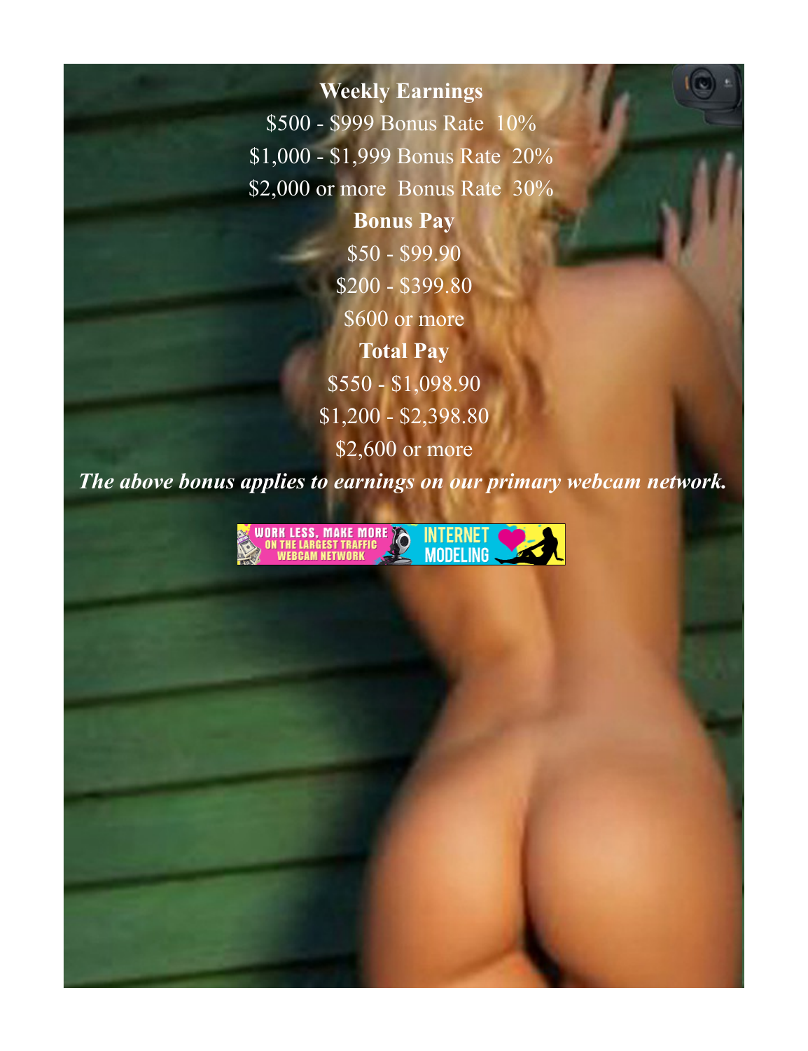**Weekly Earnings**

$500 - $999 Bonus Rate 10%

$1,000 - $1,999 Bonus Rate 20%

$2,000 or more Bonus Rate 30%

**Bonus Pay**

$50 - $99.90

$200 - $399.80

$600 or more

**Total Pay**

$550 - $1,098.90

$1,200 - $2,398.80

$2,600 or more

***The above bonus applies to earnings on our primary webcam network.***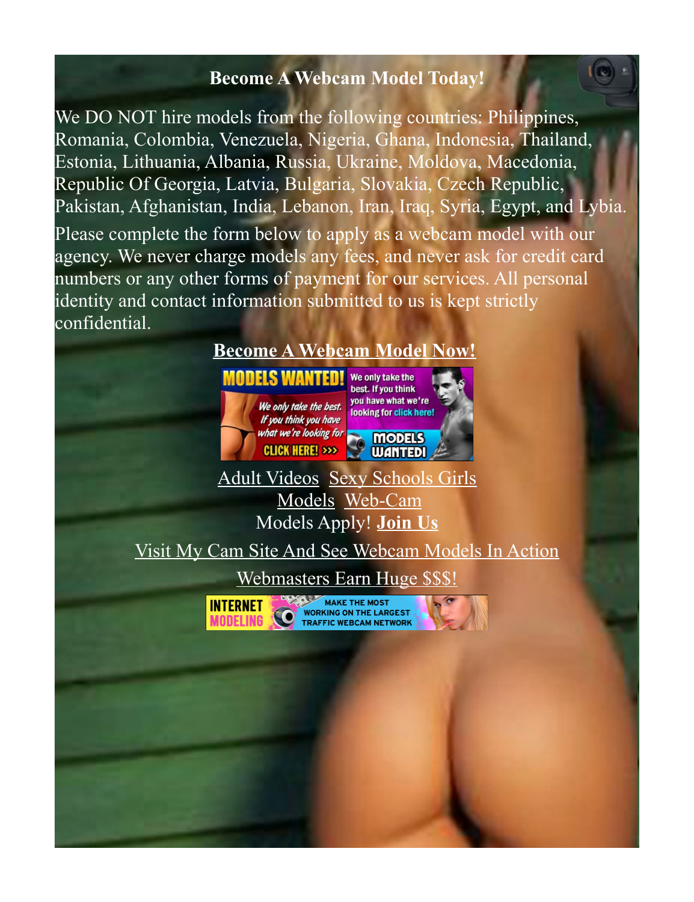**Become A Webcam Model Today!**

We DO NOT hire models from the following countries: Philippines, Romania, Colombia, Venezuela, Nigeria, Ghana, Indonesia, Thailand, Estonia, Lithuania, Albania, Russia, Ukraine, Moldova, Macedonia, Republic Of Georgia, Latvia, Bulgaria, Slovakia, Czech Republic, Pakistan, Afghanistan, India, Lebanon, Iran, Iraq, Syria, Egypt, and Lybia.

Please complete the form below to apply as a webcam model with our agency. We never charge models any fees, and never ask for credit card numbers or any other forms of payment for our services. All personal identity and contact information submitted to us is kept strictly confidential.

**Become A Webcam Model Now!**

Adult Videos Sexy Schools Girls
Models Web-Cam
Models Apply! **Join Us**

Visit My Cam Site And See Webcam Models In Action

Webmasters Earn Huge $$$!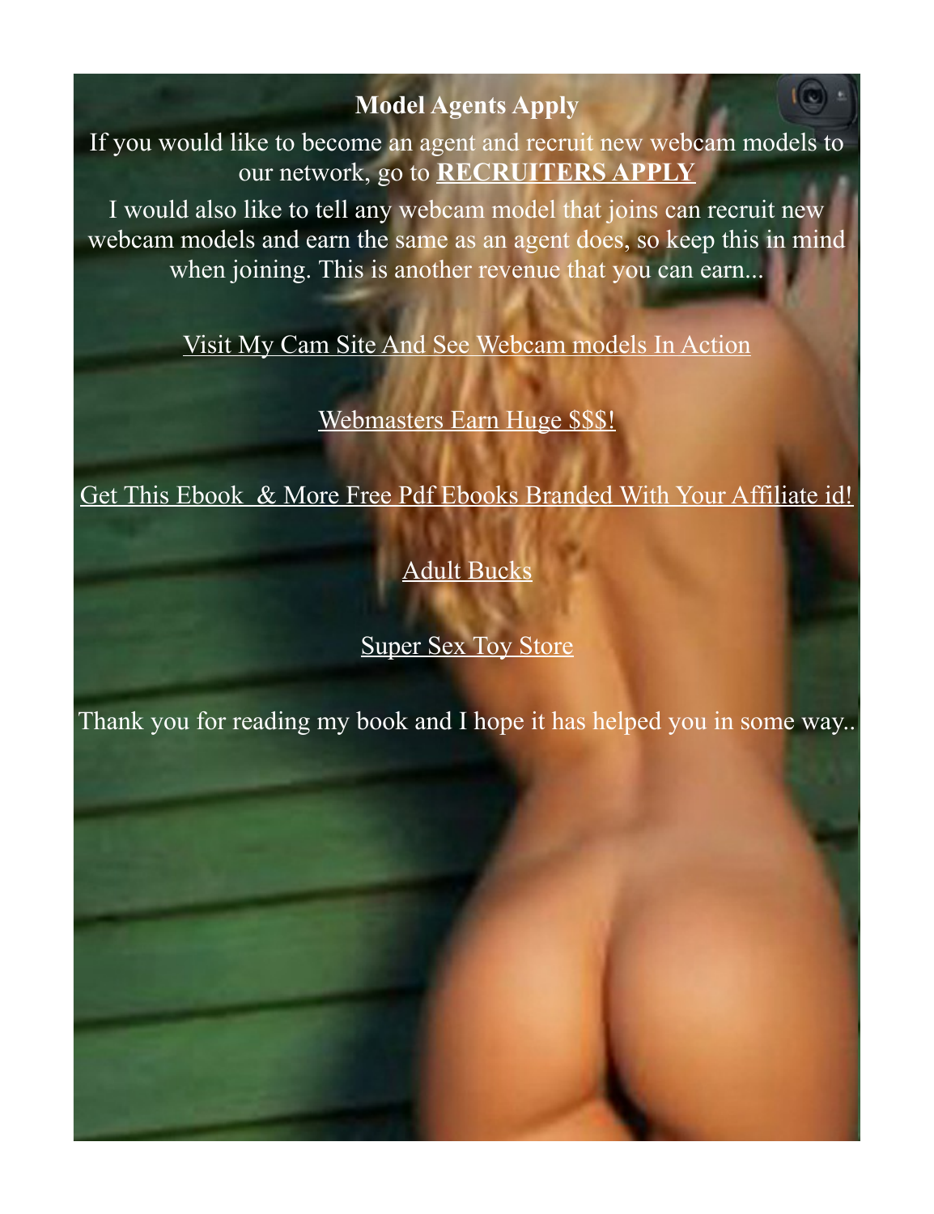**Model Agents Apply**

If you would like to become an agent and recruit new webcam models to our network, go to **RECRUITERS APPLY**

I would also like to tell any webcam model that joins can recruit new webcam models and earn the same as an agent does, so keep this in mind when joining. This is another revenue that you can earn...

Visit My Cam Site And See Webcam models In Action

Webmasters Earn Huge $$$!

Get This Ebook & More Free Pdf Ebooks Branded With Your Affiliate id!

Adult Bucks

Super Sex Toy Store

Thank you for reading my book and I hope it has helped you in some way..